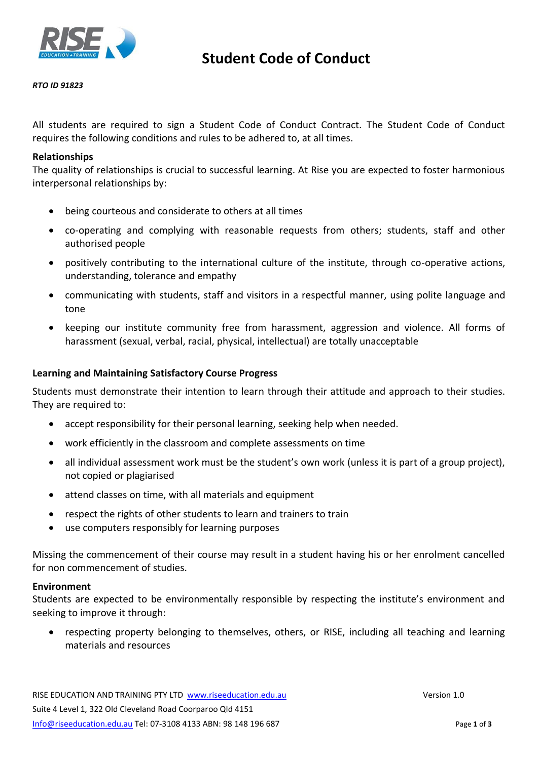# Student Code of Conduct

***RTO ID 91823***

All students are required to sign a Student Code of Conduct Contract. The Student Code of Conduct requires the following conditions and rules to be adhered to, at all times.

**Relationships**

The quality of relationships is crucial to successful learning. At Rise you are expected to foster harmonious interpersonal relationships by:

- being courteous and considerate to others at all times
- co-operating and complying with reasonable requests from others; students, staff and other authorised people
- positively contributing to the international culture of the institute, through co-operative actions, understanding, tolerance and empathy
- communicating with students, staff and visitors in a respectful manner, using polite language and tone
- keeping our institute community free from harassment, aggression and violence. All forms of harassment (sexual, verbal, racial, physical, intellectual) are totally unacceptable

**Learning and Maintaining Satisfactory Course Progress**

Students must demonstrate their intention to learn through their attitude and approach to their studies. They are required to:

- accept responsibility for their personal learning, seeking help when needed.
- work efficiently in the classroom and complete assessments on time
- all individual assessment work must be the student's own work (unless it is part of a group project), not copied or plagiarised
- attend classes on time, with all materials and equipment
- respect the rights of other students to learn and trainers to train
- use computers responsibly for learning purposes

Missing the commencement of their course may result in a student having his or her enrolment cancelled for non commencement of studies.

**Environment**

Students are expected to be environmentally responsible by respecting the institute's environment and seeking to improve it through:

- respecting property belonging to themselves, others, or RISE, including all teaching and learning materials and resources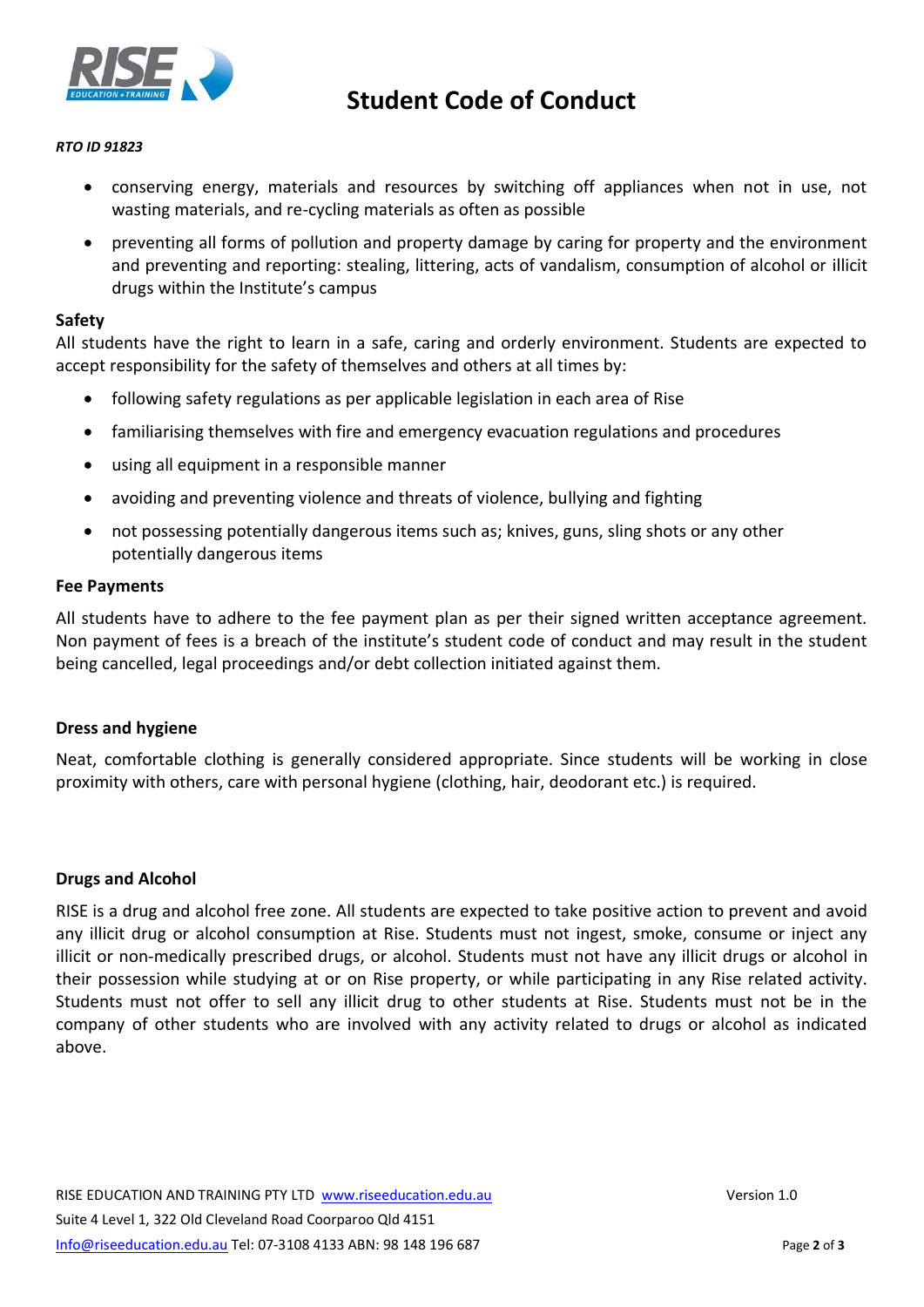- conserving energy, materials and resources by switching off appliances when not in use, not wasting materials, and re-cycling materials as often as possible
- preventing all forms of pollution and property damage by caring for property and the environment and preventing and reporting: stealing, littering, acts of vandalism, consumption of alcohol or illicit drugs within the Institute's campus

**Safety**

All students have the right to learn in a safe, caring and orderly environment. Students are expected to accept responsibility for the safety of themselves and others at all times by:

- following safety regulations as per applicable legislation in each area of Rise
- familiarising themselves with fire and emergency evacuation regulations and procedures
- using all equipment in a responsible manner
- avoiding and preventing violence and threats of violence, bullying and fighting
- not possessing potentially dangerous items such as; knives, guns, sling shots or any other potentially dangerous items

**Fee Payments**

All students have to adhere to the fee payment plan as per their signed written acceptance agreement. Non payment of fees is a breach of the institute's student code of conduct and may result in the student being cancelled, legal proceedings and/or debt collection initiated against them.

**Dress and hygiene**

Neat, comfortable clothing is generally considered appropriate. Since students will be working in close proximity with others, care with personal hygiene (clothing, hair, deodorant etc.) is required.

**Drugs and Alcohol**

RISE is a drug and alcohol free zone. All students are expected to take positive action to prevent and avoid any illicit drug or alcohol consumption at Rise. Students must not ingest, smoke, consume or inject any illicit or non-medically prescribed drugs, or alcohol. Students must not have any illicit drugs or alcohol in their possession while studying at or on Rise property, or while participating in any Rise related activity. Students must not offer to sell any illicit drug to other students at Rise. Students must not be in the company of other students who are involved with any activity related to drugs or alcohol as indicated above.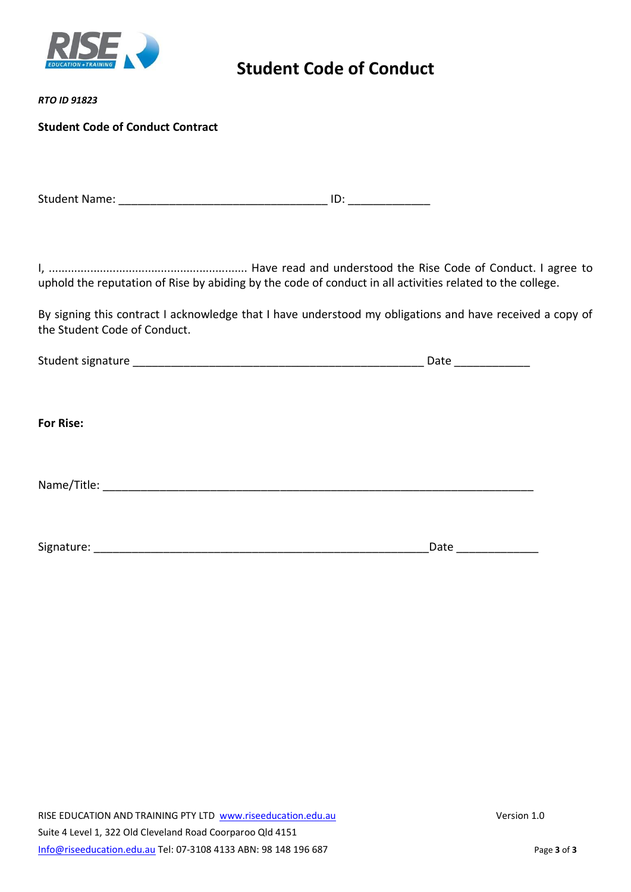# Student Code of Conduct

***RTO ID 91823***

**Student Code of Conduct Contract**

Student Name: _________________________________ ID: _____________

I, ............................................................. Have read and understood the Rise Code of Conduct. I agree to uphold the reputation of Rise by abiding by the code of conduct in all activities related to the college.

By signing this contract I acknowledge that I have understood my obligations and have received a copy of the Student Code of Conduct.

Student signature _____________________________________________ Date ____________

**For Rise:**

Name/Title: ____________________________________________________________________

Signature: ____________________________________________________Date _____________

RISE EDUCATION AND TRAINING PTY LTD [www.riseeducation.edu.au](http://www.riseeducation.edu.au) Version 1.0
Suite 4 Level 1, 322 Old Cleveland Road Coorparoo Qld 4151
[Info@riseeducation.edu.au](mailto:Info@riseeducation.edu.au) Tel: 07-3108 4133 ABN: 98 148 196 687